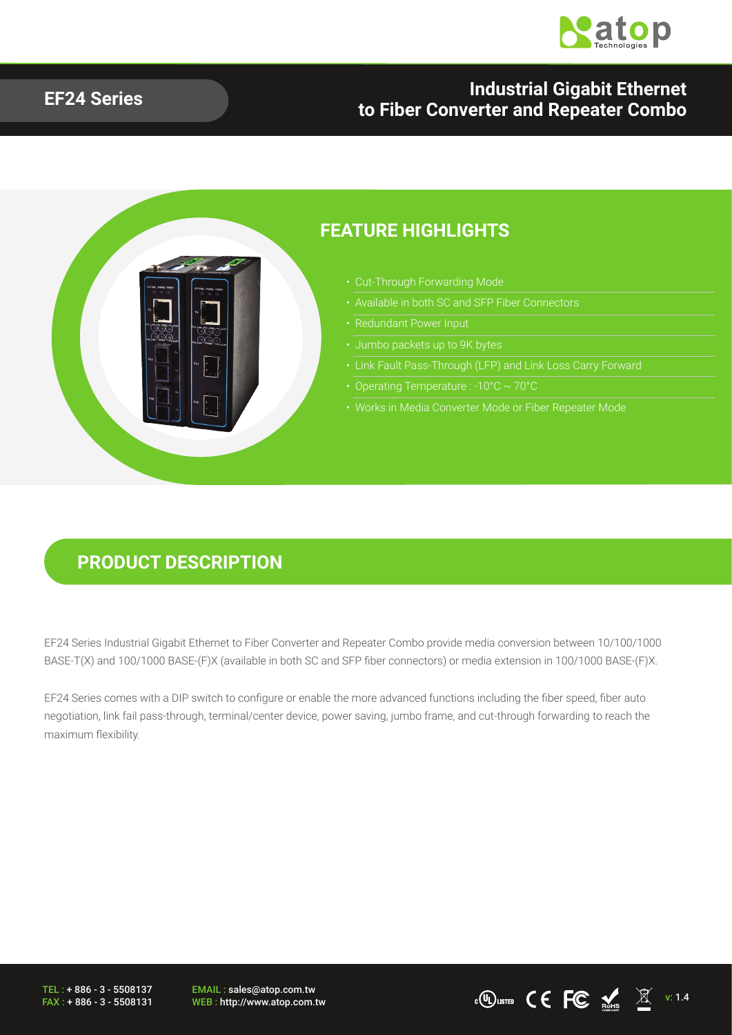# EF24 Series

## Industrial Gigabit Ethernet to Fiber Converter and Repeater Combo

## FEATURE HIGHLIGHTS

- Cut-Through Forwarding Mode
- Available in both SC and SFP Fiber Connectors
- Redundant Power Input
- Jumbo packets up to 9K bytes
- Link Fault Pass-Through (LFP) and Link Loss Carry Forward
- Operating Temperature : -10°C ~ 70°C
- Works in Media Converter Mode or Fiber Repeater Mode

## PRODUCT DESCRIPTION

EF24 Series Industrial Gigabit Ethernet to Fiber Converter and Repeater Combo provide media conversion between 10/100/1000 BASE-T(X) and 100/1000 BASE-(F)X (available in both SC and SFP fiber connectors) or media extension in 100/1000 BASE-(F)X.

EF24 Series comes with a DIP switch to configure or enable the more advanced functions including the fiber speed, fiber auto negotiation, link fail pass-through, terminal/center device, power saving, jumbo frame, and cut-through forwarding to reach the maximum flexibility.

TEL : + 886 - 3 - 5508137
FAX : + 886 - 3 - 5508131

EMAIL : sales@atop.com.tw
WEB : http://www.atop.com.tw

v: 1.4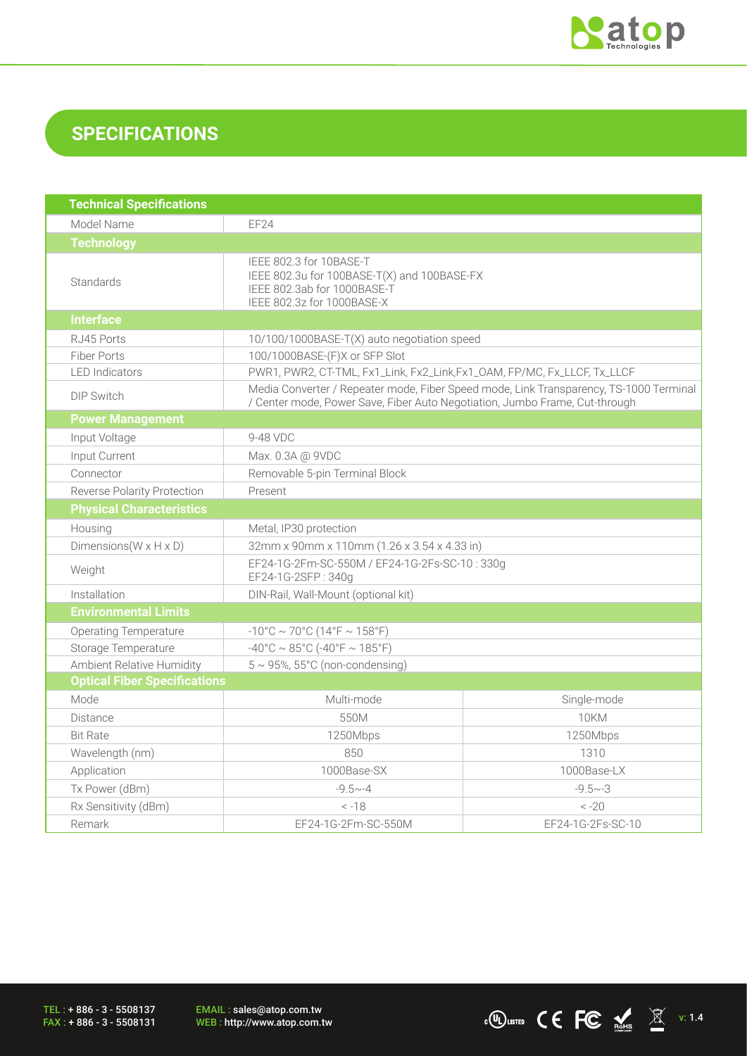# SPECIFICATIONS

| Technical Specifications | | |
|---|---|---|
| Model Name | EF24 | |
| **Technology** | | |
| Standards | IEEE 802.3 for 10BASE-T<br>IEEE 802.3u for 100BASE-T(X) and 100BASE-FX<br>IEEE 802.3ab for 1000BASE-T<br>IEEE 802.3z for 1000BASE-X | |
| **Interface** | | |
| RJ45 Ports | 10/100/1000BASE-T(X) auto negotiation speed | |
| Fiber Ports | 100/1000BASE-(F)X or SFP Slot | |
| LED Indicators | PWR1, PWR2, CT-TML, Fx1_Link, Fx2_Link,Fx1_OAM, FP/MC, Fx_LLCF, Tx_LLCF | |
| DIP Switch | Media Converter / Repeater mode, Fiber Speed mode, Link Transparency, TS-1000 Terminal / Center mode, Power Save, Fiber Auto Negotiation, Jumbo Frame, Cut-through | |
| **Power Management** | | |
| Input Voltage | 9-48 VDC | |
| Input Current | Max. 0.3A @ 9VDC | |
| Connector | Removable 5-pin Terminal Block | |
| Reverse Polarity Protection | Present | |
| **Physical Characteristics** | | |
| Housing | Metal, IP30 protection | |
| Dimensions(W x H x D) | 32mm x 90mm x 110mm (1.26 x 3.54 x 4.33 in) | |
| Weight | EF24-1G-2Fm-SC-550M / EF24-1G-2Fs-SC-10 : 330g<br>EF24-1G-2SFP : 340g | |
| Installation | DIN-Rail, Wall-Mount (optional kit) | |
| **Environmental Limits** | | |
| Operating Temperature | -10°C ~ 70°C (14°F ~ 158°F) | |
| Storage Temperature | -40°C ~ 85°C (-40°F ~ 185°F) | |
| Ambient Relative Humidity | 5 ~ 95%, 55°C (non-condensing) | |
| **Optical Fiber Specifications** | | |
| Mode | Multi-mode | Single-mode |
| Distance | 550M | 10KM |
| Bit Rate | 1250Mbps | 1250Mbps |
| Wavelength (nm) | 850 | 1310 |
| Application | 1000Base-SX | 1000Base-LX |
| Tx Power (dBm) | -9.5~-4 | -9.5~-3 |
| Rx Sensitivity (dBm) | < -18 | < -20 |
| Remark | EF24-1G-2Fm-SC-550M | EF24-1G-2Fs-SC-10 |

TEL : + 886 - 3 - 5508137
FAX : + 886 - 3 - 5508131

EMAIL : sales@atop.com.tw
WEB : http://www.atop.com.tw

v: 1.4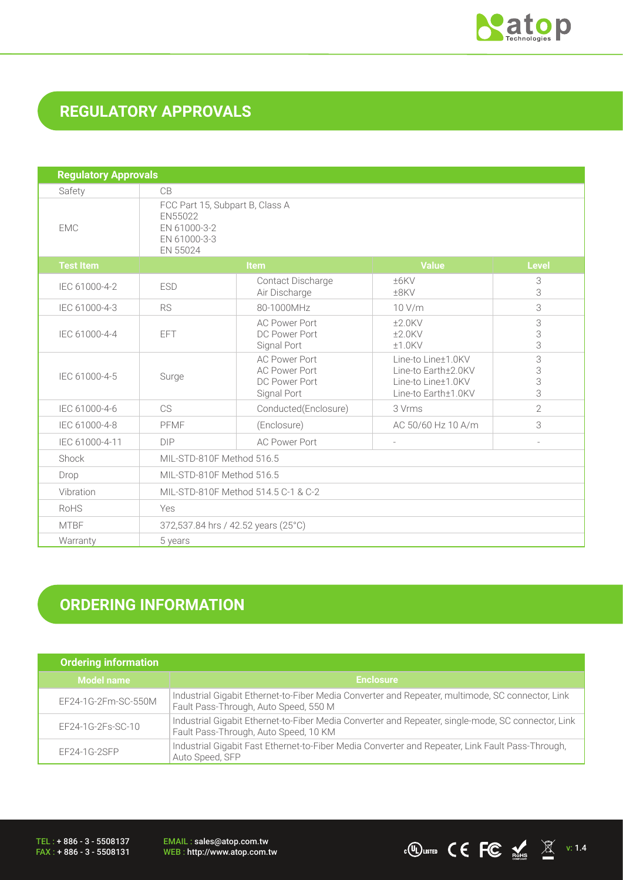## REGULATORY APPROVALS

| Regulatory Approvals | | | | |
|---|---|---|---|---|
| Safety | CB | | | |
| EMC | FCC Part 15, Subpart B, Class A<br>EN55022<br>EN 61000-3-2<br>EN 61000-3-3<br>EN 55024 | | | |
| **Test Item** | **Item** | | **Value** | **Level** |
| IEC 61000-4-2 | ESD | Contact Discharge<br>Air Discharge | ±6KV<br>±8KV | 3<br>3 |
| IEC 61000-4-3 | RS | 80-1000MHz | 10 V/m | 3 |
| IEC 61000-4-4 | EFT | AC Power Port<br>DC Power Port<br>Signal Port | ±2.0KV<br>±2.0KV<br>±1.0KV | 3<br>3<br>3 |
| IEC 61000-4-5 | Surge | AC Power Port<br>AC Power Port<br>DC Power Port<br>Signal Port | Line-to Line±1.0KV<br>Line-to Earth±2.0KV<br>Line-to Line±1.0KV<br>Line-to Earth±1.0KV | 3<br>3<br>3<br>3 |
| IEC 61000-4-6 | CS | Conducted(Enclosure) | 3 Vrms | 2 |
| IEC 61000-4-8 | PFMF | (Enclosure) | AC 50/60 Hz 10 A/m | 3 |
| IEC 61000-4-11 | DIP | AC Power Port | - | - |
| Shock | MIL-STD-810F Method 516.5 | | | |
| Drop | MIL-STD-810F Method 516.5 | | | |
| Vibration | MIL-STD-810F Method 514.5 C-1 & C-2 | | | |
| RoHS | Yes | | | |
| MTBF | 372,537.84 hrs / 42.52 years (25°C) | | | |
| Warranty | 5 years | | | |

## ORDERING INFORMATION

| Ordering information | |
|---|---|
| **Model name** | **Enclosure** |
| EF24-1G-2Fm-SC-550M | Industrial Gigabit Ethernet-to-Fiber Media Converter and Repeater, multimode, SC connector, Link Fault Pass-Through, Auto Speed, 550 M |
| EF24-1G-2Fs-SC-10 | Industrial Gigabit Ethernet-to-Fiber Media Converter and Repeater, single-mode, SC connector, Link Fault Pass-Through, Auto Speed, 10 KM |
| EF24-1G-2SFP | Industrial Gigabit Fast Ethernet-to-Fiber Media Converter and Repeater, Link Fault Pass-Through, Auto Speed, SFP |

TEL : + 886 - 3 - 5508137
FAX : + 886 - 3 - 5508131
EMAIL : sales@atop.com.tw
WEB : http://www.atop.com.tw
v: 1.4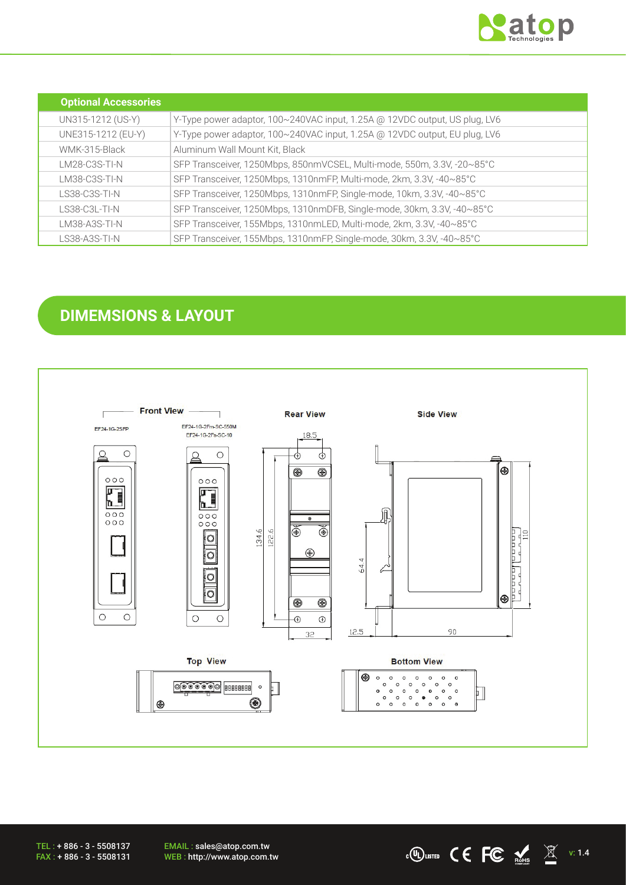| Optional Accessories | |
|---|---|
| UN315-1212 (US-Y) | Y-Type power adaptor, 100~240VAC input, 1.25A @ 12VDC output, US plug, LV6 |
| UNE315-1212 (EU-Y) | Y-Type power adaptor, 100~240VAC input, 1.25A @ 12VDC output, EU plug, LV6 |
| WMK-315-Black | Aluminum Wall Mount Kit, Black |
| LM28-C3S-TI-N | SFP Transceiver, 1250Mbps, 850nmVCSEL, Multi-mode, 550m, 3.3V, -20~85°C |
| LM38-C3S-TI-N | SFP Transceiver, 1250Mbps, 1310nmFP, Multi-mode, 2km, 3.3V, -40~85°C |
| LS38-C3S-TI-N | SFP Transceiver, 1250Mbps, 1310nmFP, Single-mode, 10km, 3.3V, -40~85°C |
| LS38-C3L-TI-N | SFP Transceiver, 1250Mbps, 1310nmDFB, Single-mode, 30km, 3.3V, -40~85°C |
| LM38-A3S-TI-N | SFP Transceiver, 155Mbps, 1310nmLED, Multi-mode, 2km, 3.3V, -40~85°C |
| LS38-A3S-TI-N | SFP Transceiver, 155Mbps, 1310nmFP, Single-mode, 30km, 3.3V, -40~85°C |

## DIMEMSIONS & LAYOUT

Front View

EF24-1G-2SFP

EF24-1G-2Fm-SC-550M
EF24-1G-2Fs-SC-10

Rear View

18.5
134.6
122.6
32

Side View

64.4
110
12.5
90

Top View

Bottom View

TEL : + 886 - 3 - 5508137
FAX : + 886 - 3 - 5508131

EMAIL : sales@atop.com.tw
WEB : http://www.atop.com.tw

v: 1.4